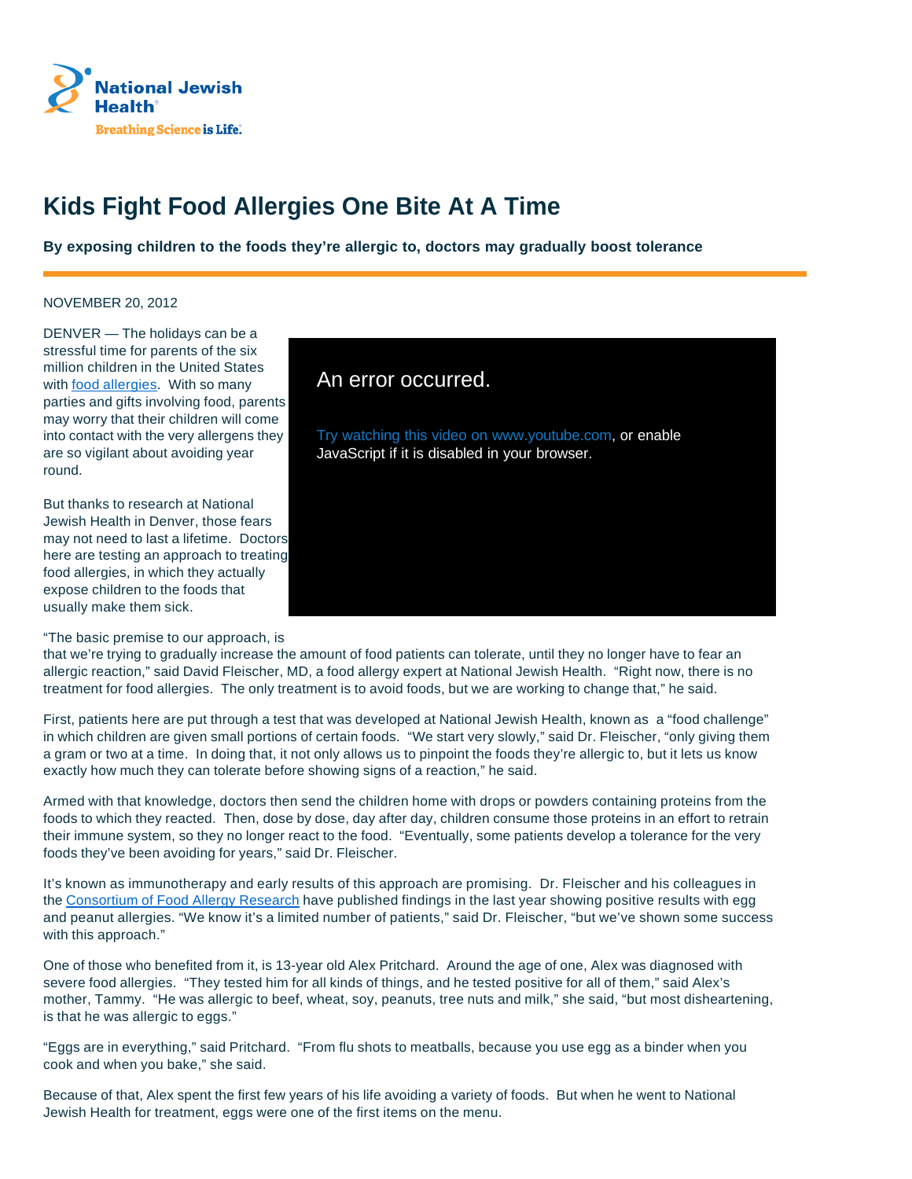National Jewish Health®

Breathing Science is Life.®

# Kids Fight Food Allergies One Bite At A Time

**By exposing children to the foods they're allergic to, doctors may gradually boost tolerance**

NOVEMBER 20, 2012

DENVER — The holidays can be a stressful time for parents of the six million children in the United States with food allergies. With so many parties and gifts involving food, parents may worry that their children will come into contact with the very allergens they are so vigilant about avoiding year round.

But thanks to research at National Jewish Health in Denver, those fears may not need to last a lifetime. Doctors here are testing an approach to treating food allergies, in which they actually expose children to the foods that usually make them sick.

An error occurred.

Try watching this video on www.youtube.com, or enable JavaScript if it is disabled in your browser.

"The basic premise to our approach, is that we're trying to gradually increase the amount of food patients can tolerate, until they no longer have to fear an allergic reaction," said David Fleischer, MD, a food allergy expert at National Jewish Health. "Right now, there is no treatment for food allergies. The only treatment is to avoid foods, but we are working to change that," he said.

First, patients here are put through a test that was developed at National Jewish Health, known as a "food challenge" in which children are given small portions of certain foods. "We start very slowly," said Dr. Fleischer, "only giving them a gram or two at a time. In doing that, it not only allows us to pinpoint the foods they're allergic to, but it lets us know exactly how much they can tolerate before showing signs of a reaction," he said.

Armed with that knowledge, doctors then send the children home with drops or powders containing proteins from the foods to which they reacted. Then, dose by dose, day after day, children consume those proteins in an effort to retrain their immune system, so they no longer react to the food. "Eventually, some patients develop a tolerance for the very foods they've been avoiding for years," said Dr. Fleischer.

It's known as immunotherapy and early results of this approach are promising. Dr. Fleischer and his colleagues in the Consortium of Food Allergy Research have published findings in the last year showing positive results with egg and peanut allergies. "We know it's a limited number of patients," said Dr. Fleischer, "but we've shown some success with this approach."

One of those who benefited from it, is 13-year old Alex Pritchard. Around the age of one, Alex was diagnosed with severe food allergies. "They tested him for all kinds of things, and he tested positive for all of them," said Alex's mother, Tammy. "He was allergic to beef, wheat, soy, peanuts, tree nuts and milk," she said, "but most disheartening, is that he was allergic to eggs."

"Eggs are in everything," said Pritchard. "From flu shots to meatballs, because you use egg as a binder when you cook and when you bake," she said.

Because of that, Alex spent the first few years of his life avoiding a variety of foods. But when he went to National Jewish Health for treatment, eggs were one of the first items on the menu.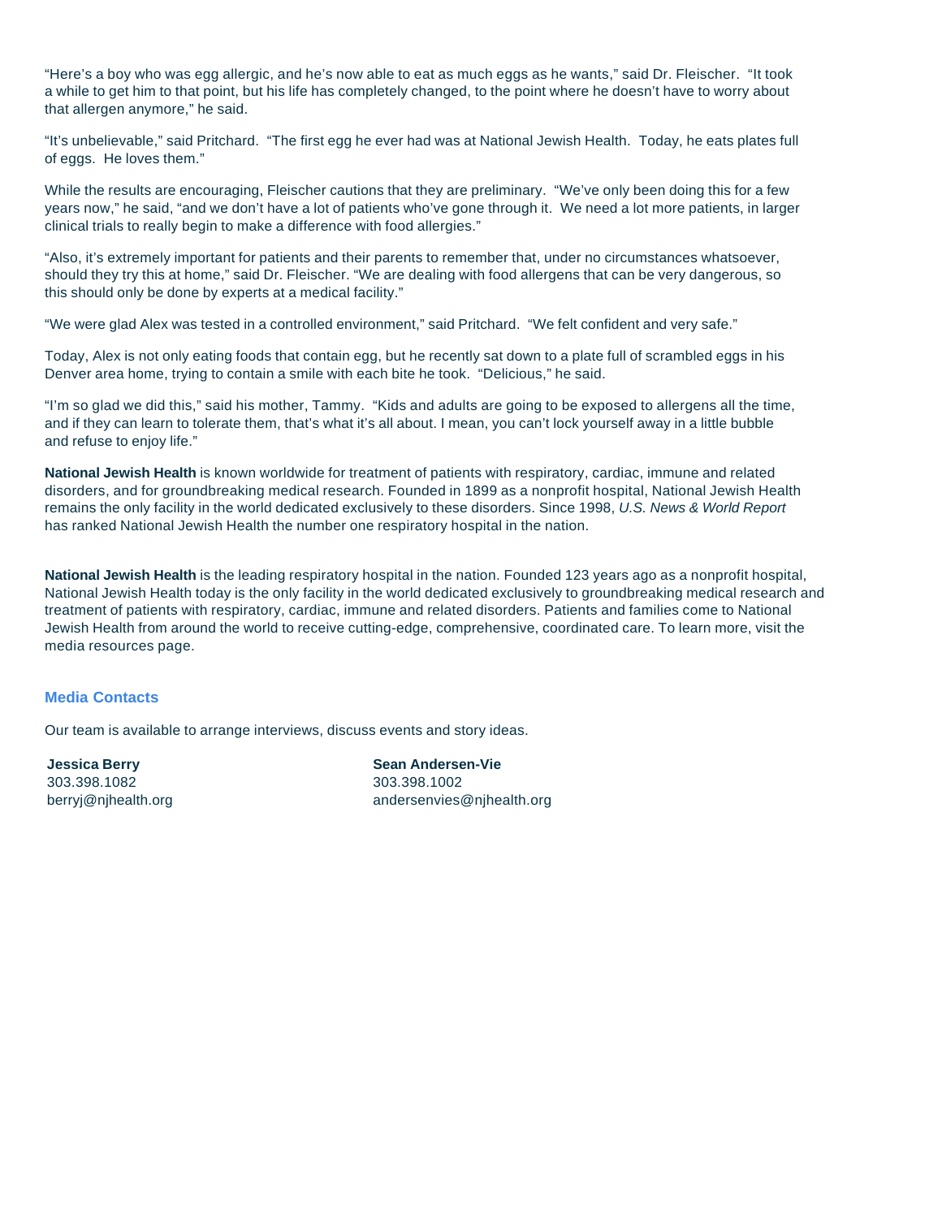"Here's a boy who was egg allergic, and he's now able to eat as much eggs as he wants," said Dr. Fleischer. "It took a while to get him to that point, but his life has completely changed, to the point where he doesn't have to worry about that allergen anymore," he said.

"It's unbelievable," said Pritchard. "The first egg he ever had was at National Jewish Health. Today, he eats plates full of eggs. He loves them."

While the results are encouraging, Fleischer cautions that they are preliminary. "We've only been doing this for a few years now," he said, "and we don't have a lot of patients who've gone through it. We need a lot more patients, in larger clinical trials to really begin to make a difference with food allergies."

"Also, it's extremely important for patients and their parents to remember that, under no circumstances whatsoever, should they try this at home," said Dr. Fleischer. "We are dealing with food allergens that can be very dangerous, so this should only be done by experts at a medical facility."

"We were glad Alex was tested in a controlled environment," said Pritchard. "We felt confident and very safe."

Today, Alex is not only eating foods that contain egg, but he recently sat down to a plate full of scrambled eggs in his Denver area home, trying to contain a smile with each bite he took. "Delicious," he said.

"I'm so glad we did this," said his mother, Tammy. "Kids and adults are going to be exposed to allergens all the time, and if they can learn to tolerate them, that's what it's all about. I mean, you can't lock yourself away in a little bubble and refuse to enjoy life."

**National Jewish Health** is known worldwide for treatment of patients with respiratory, cardiac, immune and related disorders, and for groundbreaking medical research. Founded in 1899 as a nonprofit hospital, National Jewish Health remains the only facility in the world dedicated exclusively to these disorders. Since 1998, *U.S. News & World Report* has ranked National Jewish Health the number one respiratory hospital in the nation.

**National Jewish Health** is the leading respiratory hospital in the nation. Founded 123 years ago as a nonprofit hospital, National Jewish Health today is the only facility in the world dedicated exclusively to groundbreaking medical research and treatment of patients with respiratory, cardiac, immune and related disorders. Patients and families come to National Jewish Health from around the world to receive cutting-edge, comprehensive, coordinated care. To learn more, visit the media resources page.

### Media Contacts

Our team is available to arrange interviews, discuss events and story ideas.

**Jessica Berry**
303.398.1082
berryj@njhealth.org

**Sean Andersen-Vie**
303.398.1002
andersenvies@njhealth.org